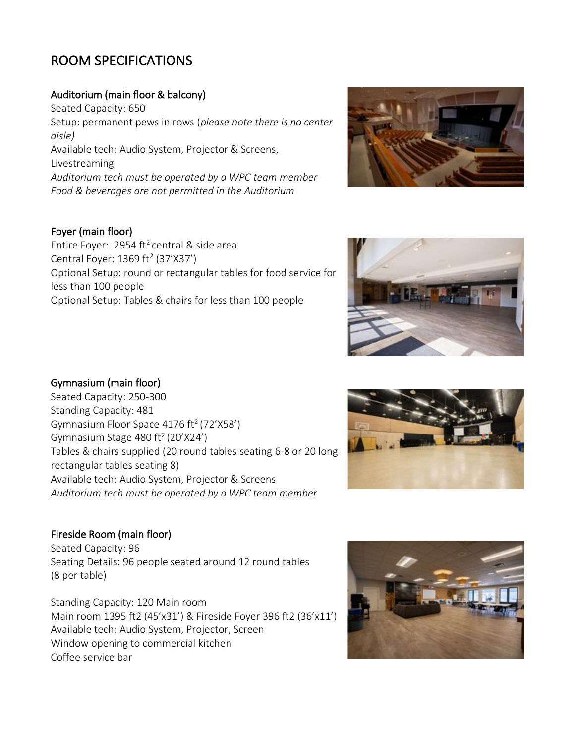# ROOM SPECIFICATIONS

## Auditorium (main floor & balcony)

Seated Capacity: 650
Setup: permanent pews in rows (*please note there is no center aisle)*
Available tech: Audio System, Projector & Screens, Livestreaming
*Auditorium tech must be operated by a WPC team member*
*Food & beverages are not permitted in the Auditorium*

## Foyer (main floor)

Entire Foyer: 2954 $ft^2$ central & side area
Central Foyer: 1369 $ft^2$ (37'X37')
Optional Setup: round or rectangular tables for food service for less than 100 people
Optional Setup: Tables & chairs for less than 100 people

## Gymnasium (main floor)

Seated Capacity: 250-300
Standing Capacity: 481
Gymnasium Floor Space 4176 $ft^2$ (72'X58')
Gymnasium Stage 480 $ft^2$ (20'X24')
Tables & chairs supplied (20 round tables seating 6-8 or 20 long rectangular tables seating 8)
Available tech: Audio System, Projector & Screens
*Auditorium tech must be operated by a WPC team member*

## Fireside Room (main floor)

Seated Capacity: 96
Seating Details: 96 people seated around 12 round tables (8 per table)

Standing Capacity: 120 Main room
Main room 1395 ft2 (45'x31') & Fireside Foyer 396 ft2 (36'x11')
Available tech: Audio System, Projector, Screen
Window opening to commercial kitchen
Coffee service bar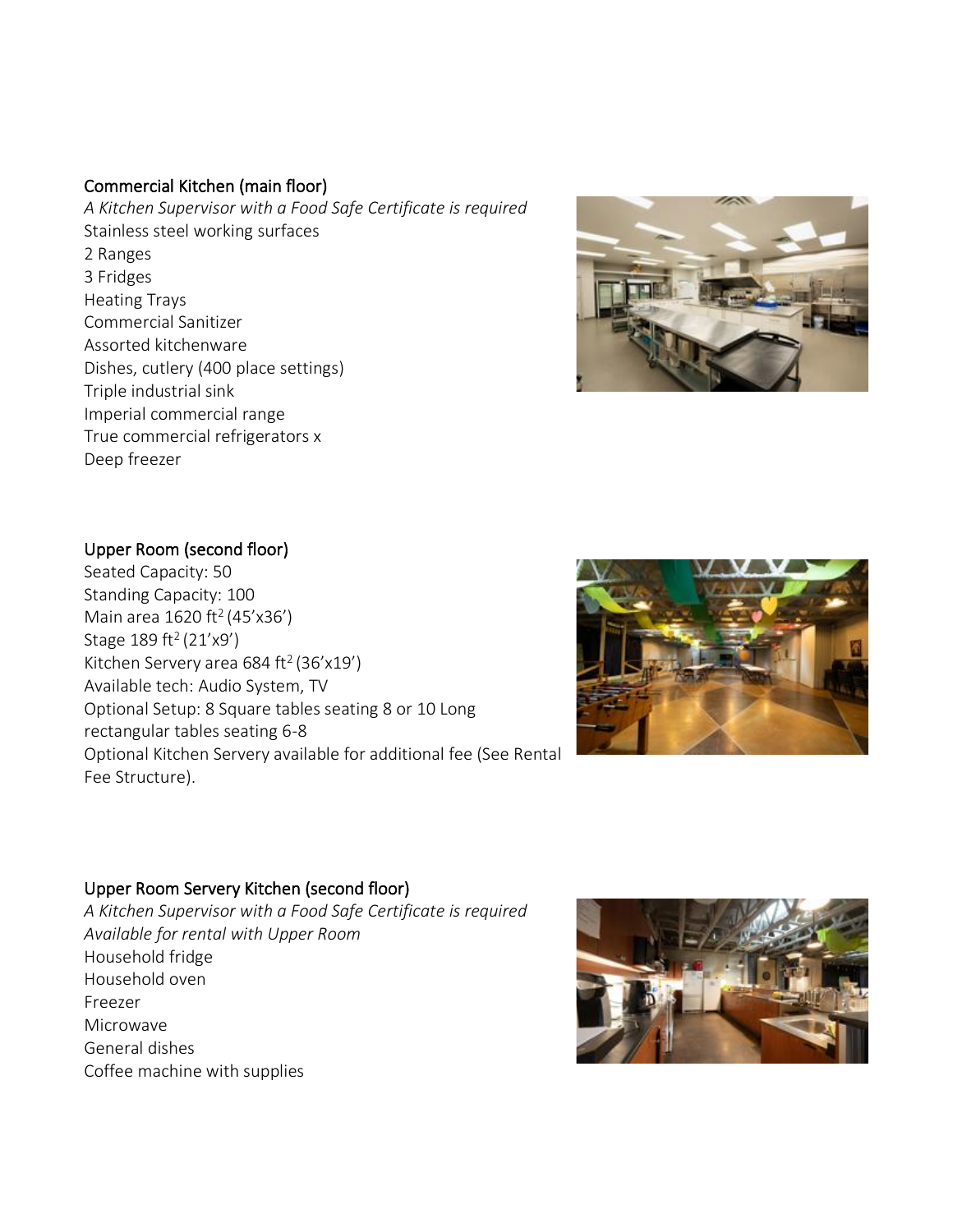## Commercial Kitchen (main floor)

*A Kitchen Supervisor with a Food Safe Certificate is required*

Stainless steel working surfaces
2 Ranges
3 Fridges
Heating Trays
Commercial Sanitizer
Assorted kitchenware
Dishes, cutlery (400 place settings)
Triple industrial sink
Imperial commercial range
True commercial refrigerators x
Deep freezer

## Upper Room (second floor)

Seated Capacity: 50
Standing Capacity: 100
Main area 1620 ft$^2$ (45'x36')
Stage 189 ft$^2$ (21'x9')
Kitchen Servery area 684 ft$^2$ (36'x19')
Available tech: Audio System, TV
Optional Setup: 8 Square tables seating 8 or 10 Long rectangular tables seating 6-8
Optional Kitchen Servery available for additional fee (See Rental Fee Structure).

## Upper Room Servery Kitchen (second floor)

*A Kitchen Supervisor with a Food Safe Certificate is required*
*Available for rental with Upper Room*

Household fridge
Household oven
Freezer
Microwave
General dishes
Coffee machine with supplies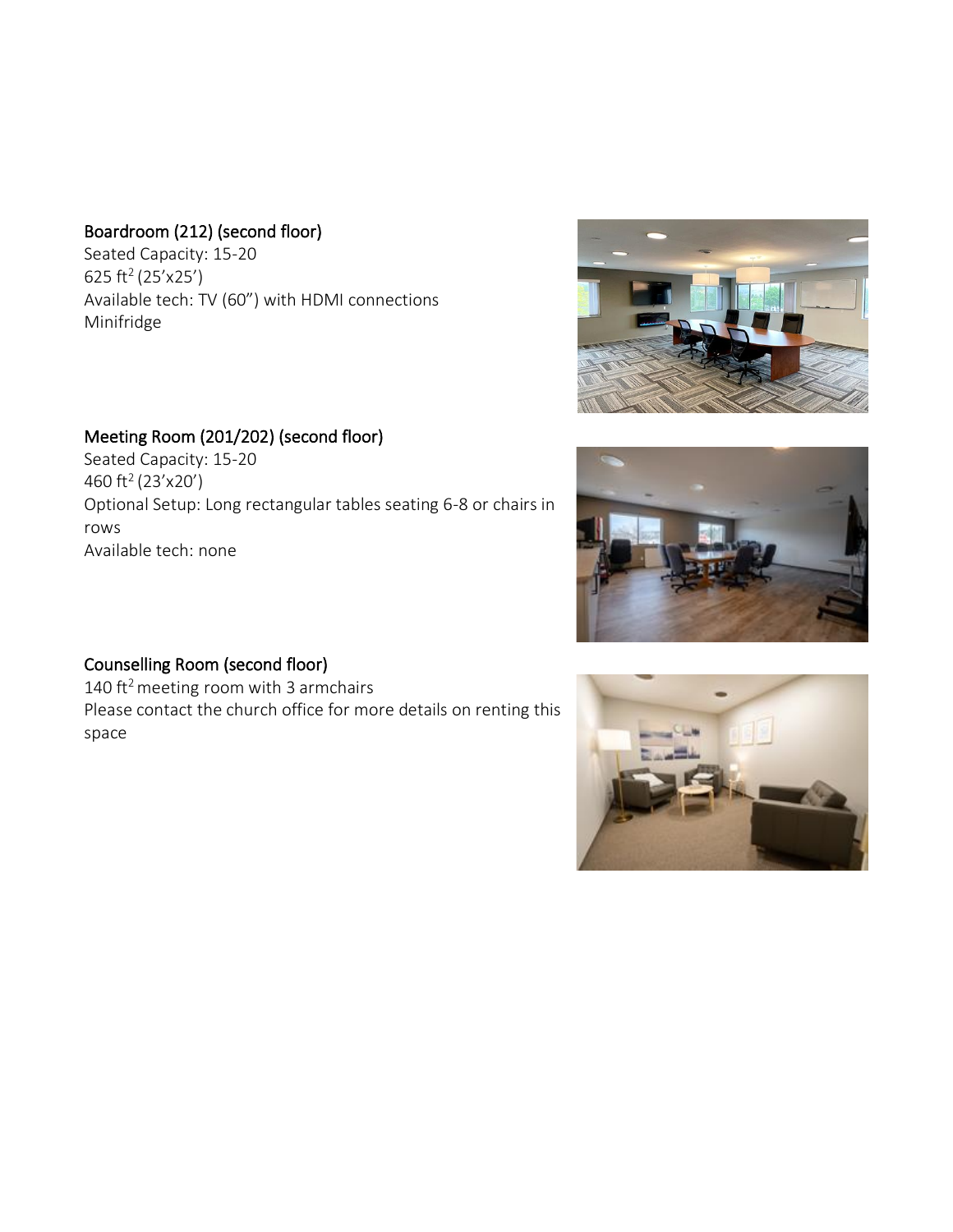### Boardroom (212) (second floor)

Seated Capacity: 15-20
625 $ft^2$ (25'x25')
Available tech: TV (60") with HDMI connections
Minifridge

### Meeting Room (201/202) (second floor)

Seated Capacity: 15-20
460 $ft^2$ (23'x20')
Optional Setup: Long rectangular tables seating 6-8 or chairs in rows
Available tech: none

### Counselling Room (second floor)

140 $ft^2$ meeting room with 3 armchairs
Please contact the church office for more details on renting this space